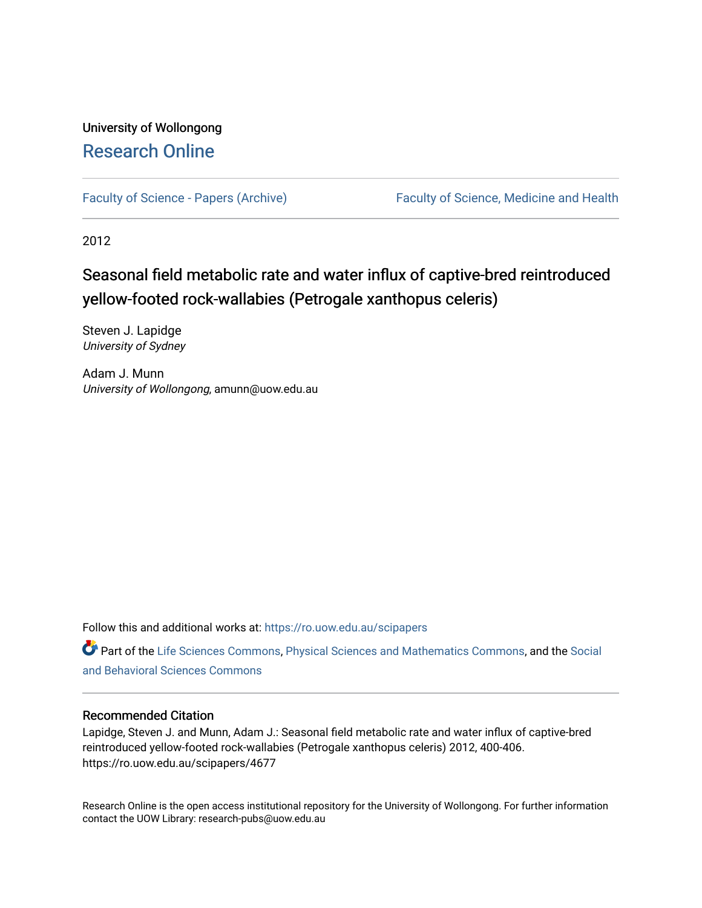University of Wollongong

# Research Online

Faculty of Science - Papers (Archive) | Faculty of Science, Medicine and Health

2012

## Seasonal field metabolic rate and water influx of captive-bred reintroduced yellow-footed rock-wallabies (Petrogale xanthopus celeris)

Steven J. Lapidge
*University of Sydney*

Adam J. Munn
*University of Wollongong*, amunn@uow.edu.au

Follow this and additional works at: https://ro.uow.edu.au/scipapers

Part of the Life Sciences Commons, Physical Sciences and Mathematics Commons, and the Social and Behavioral Sciences Commons

### Recommended Citation

Lapidge, Steven J. and Munn, Adam J.: Seasonal field metabolic rate and water influx of captive-bred reintroduced yellow-footed rock-wallabies (Petrogale xanthopus celeris) 2012, 400-406.
https://ro.uow.edu.au/scipapers/4677

Research Online is the open access institutional repository for the University of Wollongong. For further information contact the UOW Library: research-pubs@uow.edu.au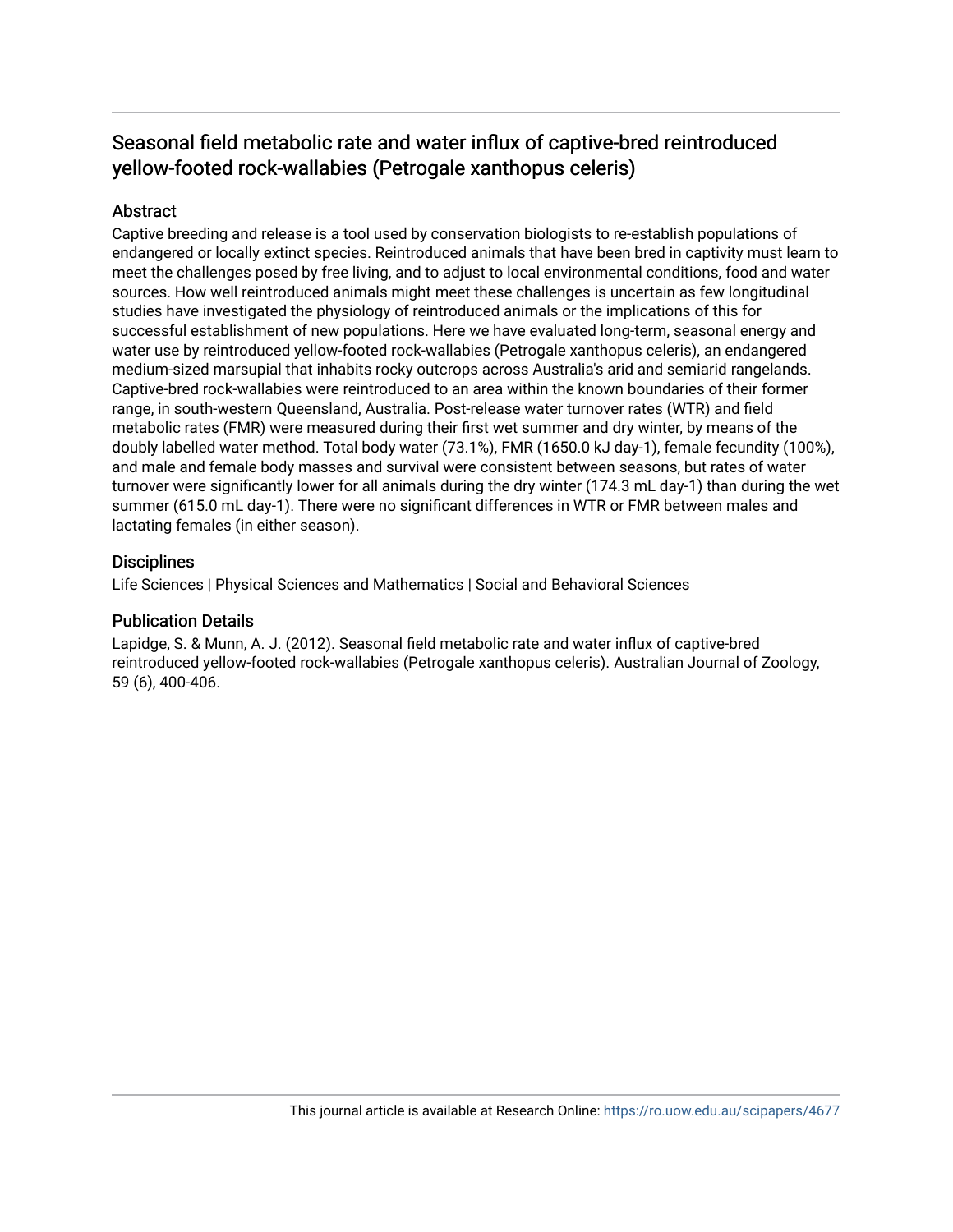# Seasonal field metabolic rate and water influx of captive-bred reintroduced yellow-footed rock-wallabies (Petrogale xanthopus celeris)

## Abstract

Captive breeding and release is a tool used by conservation biologists to re-establish populations of endangered or locally extinct species. Reintroduced animals that have been bred in captivity must learn to meet the challenges posed by free living, and to adjust to local environmental conditions, food and water sources. How well reintroduced animals might meet these challenges is uncertain as few longitudinal studies have investigated the physiology of reintroduced animals or the implications of this for successful establishment of new populations. Here we have evaluated long-term, seasonal energy and water use by reintroduced yellow-footed rock-wallabies (Petrogale xanthopus celeris), an endangered medium-sized marsupial that inhabits rocky outcrops across Australia's arid and semiarid rangelands. Captive-bred rock-wallabies were reintroduced to an area within the known boundaries of their former range, in south-western Queensland, Australia. Post-release water turnover rates (WTR) and field metabolic rates (FMR) were measured during their first wet summer and dry winter, by means of the doubly labelled water method. Total body water (73.1%), FMR (1650.0 kJ day-1), female fecundity (100%), and male and female body masses and survival were consistent between seasons, but rates of water turnover were significantly lower for all animals during the dry winter (174.3 mL day-1) than during the wet summer (615.0 mL day-1). There were no significant differences in WTR or FMR between males and lactating females (in either season).

## Disciplines

Life Sciences | Physical Sciences and Mathematics | Social and Behavioral Sciences

## Publication Details

Lapidge, S. & Munn, A. J. (2012). Seasonal field metabolic rate and water influx of captive-bred reintroduced yellow-footed rock-wallabies (Petrogale xanthopus celeris). Australian Journal of Zoology, 59 (6), 400-406.

This journal article is available at Research Online: https://ro.uow.edu.au/scipapers/4677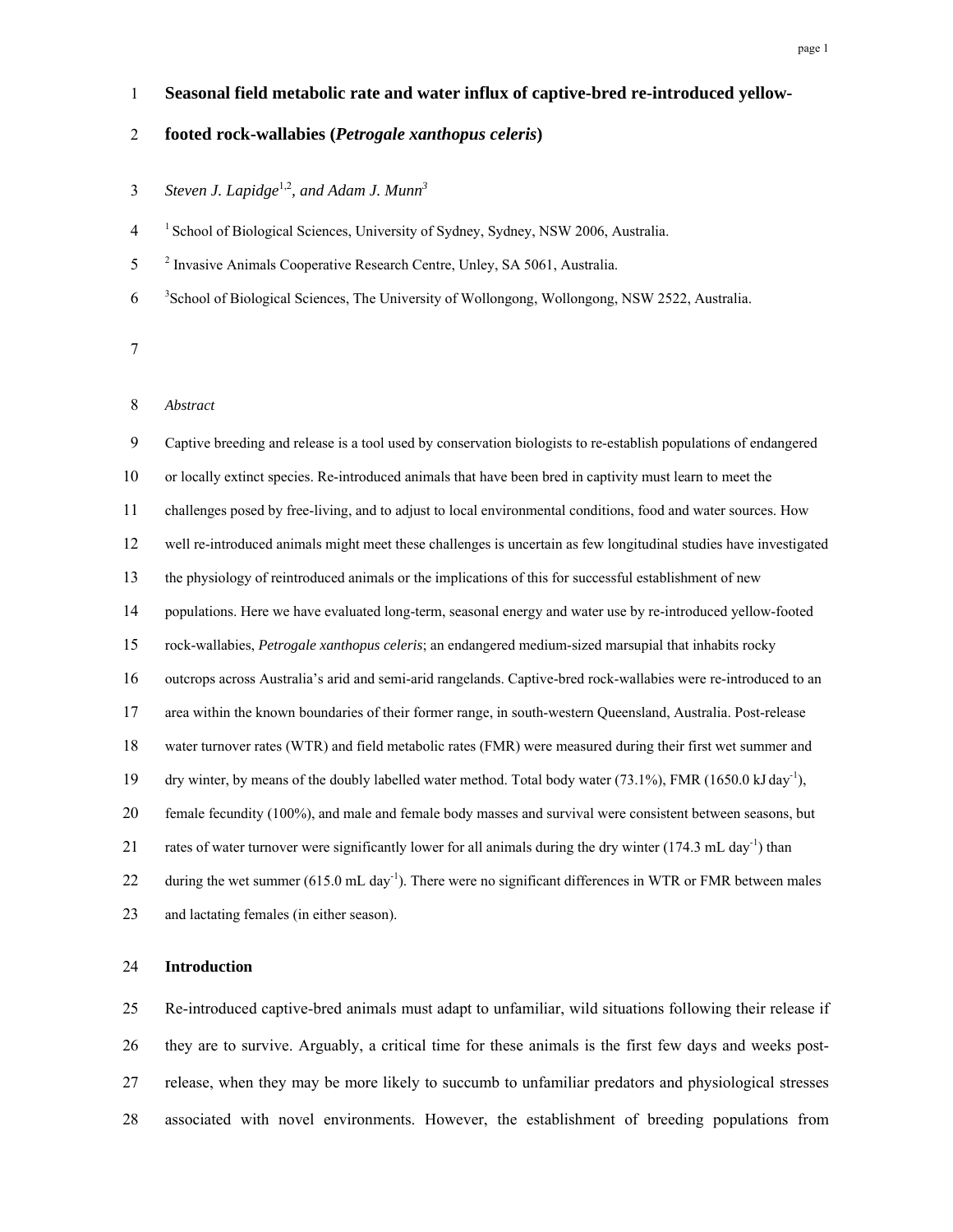# Seasonal field metabolic rate and water influx of captive-bred re-introduced yellow-footed rock-wallabies (*Petrogale xanthopus celeris*)

*Steven J. Lapidge*[1,2], *and Adam J. Munn*[3]

[1] School of Biological Sciences, University of Sydney, Sydney, NSW 2006, Australia.

[2] Invasive Animals Cooperative Research Centre, Unley, SA 5061, Australia.

[3] School of Biological Sciences, The University of Wollongong, Wollongong, NSW 2522, Australia.

*Abstract*

Captive breeding and release is a tool used by conservation biologists to re-establish populations of endangered or locally extinct species. Re-introduced animals that have been bred in captivity must learn to meet the challenges posed by free-living, and to adjust to local environmental conditions, food and water sources. How well re-introduced animals might meet these challenges is uncertain as few longitudinal studies have investigated the physiology of reintroduced animals or the implications of this for successful establishment of new populations. Here we have evaluated long-term, seasonal energy and water use by re-introduced yellow-footed rock-wallabies, *Petrogale xanthopus celeris*; an endangered medium-sized marsupial that inhabits rocky outcrops across Australia's arid and semi-arid rangelands. Captive-bred rock-wallabies were re-introduced to an area within the known boundaries of their former range, in south-western Queensland, Australia. Post-release water turnover rates (WTR) and field metabolic rates (FMR) were measured during their first wet summer and dry winter, by means of the doubly labelled water method. Total body water (73.1%), FMR (1650.0 kJ $day^{-1}$), female fecundity (100%), and male and female body masses and survival were consistent between seasons, but rates of water turnover were significantly lower for all animals during the dry winter (174.3 mL $day^{-1}$) than during the wet summer (615.0 mL $day^{-1}$). There were no significant differences in WTR or FMR between males and lactating females (in either season).

## Introduction

Re-introduced captive-bred animals must adapt to unfamiliar, wild situations following their release if they are to survive. Arguably, a critical time for these animals is the first few days and weeks post-release, when they may be more likely to succumb to unfamiliar predators and physiological stresses associated with novel environments. However, the establishment of breeding populations from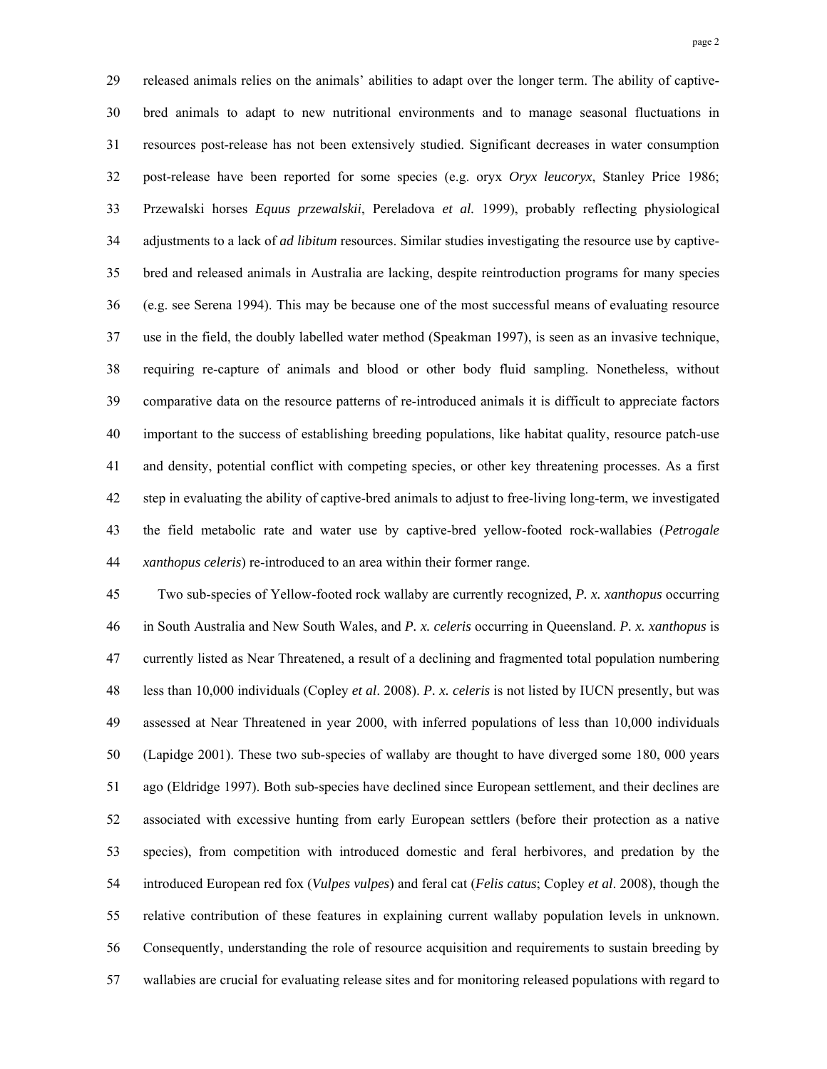released animals relies on the animals' abilities to adapt over the longer term. The ability of captive-bred animals to adapt to new nutritional environments and to manage seasonal fluctuations in resources post-release has not been extensively studied. Significant decreases in water consumption post-release have been reported for some species (e.g. oryx *Oryx leucoryx*, Stanley Price 1986; Przewalski horses *Equus przewalskii*, Pereladova *et al.* 1999), probably reflecting physiological adjustments to a lack of *ad libitum* resources. Similar studies investigating the resource use by captive-bred and released animals in Australia are lacking, despite reintroduction programs for many species (e.g. see Serena 1994). This may be because one of the most successful means of evaluating resource use in the field, the doubly labelled water method (Speakman 1997), is seen as an invasive technique, requiring re-capture of animals and blood or other body fluid sampling. Nonetheless, without comparative data on the resource patterns of re-introduced animals it is difficult to appreciate factors important to the success of establishing breeding populations, like habitat quality, resource patch-use and density, potential conflict with competing species, or other key threatening processes. As a first step in evaluating the ability of captive-bred animals to adjust to free-living long-term, we investigated the field metabolic rate and water use by captive-bred yellow-footed rock-wallabies (*Petrogale xanthopus celeris*) re-introduced to an area within their former range.

Two sub-species of Yellow-footed rock wallaby are currently recognized, *P. x. xanthopus* occurring in South Australia and New South Wales, and *P. x. celeris* occurring in Queensland. *P. x. xanthopus* is currently listed as Near Threatened, a result of a declining and fragmented total population numbering less than 10,000 individuals (Copley *et al*. 2008). *P. x. celeris* is not listed by IUCN presently, but was assessed at Near Threatened in year 2000, with inferred populations of less than 10,000 individuals (Lapidge 2001). These two sub-species of wallaby are thought to have diverged some 180, 000 years ago (Eldridge 1997). Both sub-species have declined since European settlement, and their declines are associated with excessive hunting from early European settlers (before their protection as a native species), from competition with introduced domestic and feral herbivores, and predation by the introduced European red fox (*Vulpes vulpes*) and feral cat (*Felis catus*; Copley *et al*. 2008), though the relative contribution of these features in explaining current wallaby population levels in unknown. Consequently, understanding the role of resource acquisition and requirements to sustain breeding by wallabies are crucial for evaluating release sites and for monitoring released populations with regard to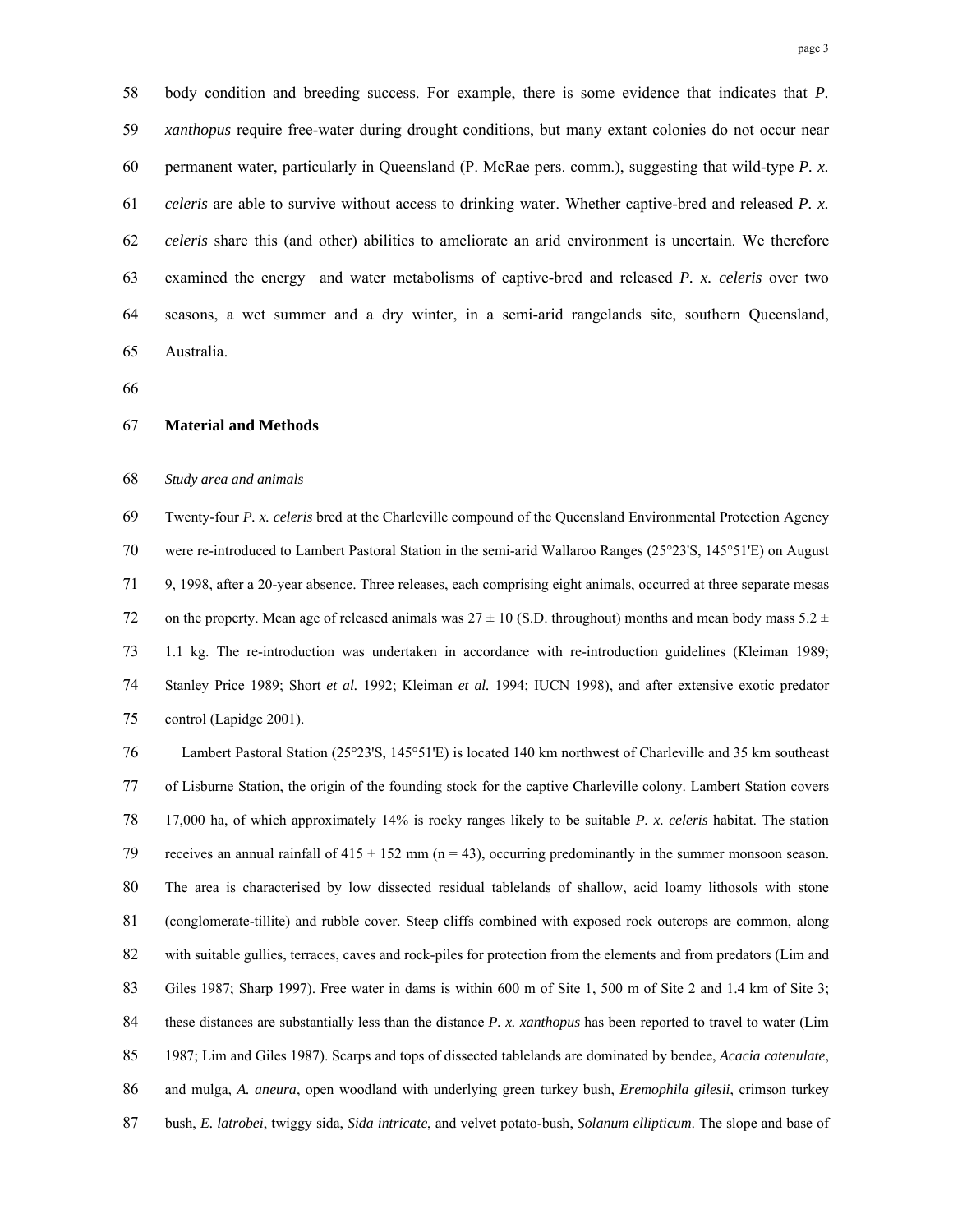body condition and breeding success. For example, there is some evidence that indicates that *P. xanthopus* require free-water during drought conditions, but many extant colonies do not occur near permanent water, particularly in Queensland (P. McRae pers. comm.), suggesting that wild-type *P. x. celeris* are able to survive without access to drinking water. Whether captive-bred and released *P. x. celeris* share this (and other) abilities to ameliorate an arid environment is uncertain. We therefore examined the energy and water metabolisms of captive-bred and released *P. x. celeris* over two seasons, a wet summer and a dry winter, in a semi-arid rangelands site, southern Queensland, Australia.

## Material and Methods

### *Study area and animals*

Twenty-four *P. x. celeris* bred at the Charleville compound of the Queensland Environmental Protection Agency were re-introduced to Lambert Pastoral Station in the semi-arid Wallaroo Ranges (25°23'S, 145°51'E) on August 9, 1998, after a 20-year absence. Three releases, each comprising eight animals, occurred at three separate mesas on the property. Mean age of released animals was 27 ± 10 (S.D. throughout) months and mean body mass 5.2 ± 1.1 kg. The re-introduction was undertaken in accordance with re-introduction guidelines (Kleiman 1989; Stanley Price 1989; Short *et al.* 1992; Kleiman *et al.* 1994; IUCN 1998), and after extensive exotic predator control (Lapidge 2001).

Lambert Pastoral Station (25°23'S, 145°51'E) is located 140 km northwest of Charleville and 35 km southeast of Lisburne Station, the origin of the founding stock for the captive Charleville colony. Lambert Station covers 17,000 ha, of which approximately 14% is rocky ranges likely to be suitable *P. x. celeris* habitat. The station receives an annual rainfall of 415 ± 152 mm (n = 43), occurring predominantly in the summer monsoon season. The area is characterised by low dissected residual tablelands of shallow, acid loamy lithosols with stone (conglomerate-tillite) and rubble cover. Steep cliffs combined with exposed rock outcrops are common, along with suitable gullies, terraces, caves and rock-piles for protection from the elements and from predators (Lim and Giles 1987; Sharp 1997). Free water in dams is within 600 m of Site 1, 500 m of Site 2 and 1.4 km of Site 3; these distances are substantially less than the distance *P. x. xanthopus* has been reported to travel to water (Lim 1987; Lim and Giles 1987). Scarps and tops of dissected tablelands are dominated by bendee, *Acacia catenulate*, and mulga, *A. aneura*, open woodland with underlying green turkey bush, *Eremophila gilesii*, crimson turkey bush, *E. latrobei*, twiggy sida, *Sida intricate*, and velvet potato-bush, *Solanum ellipticum*. The slope and base of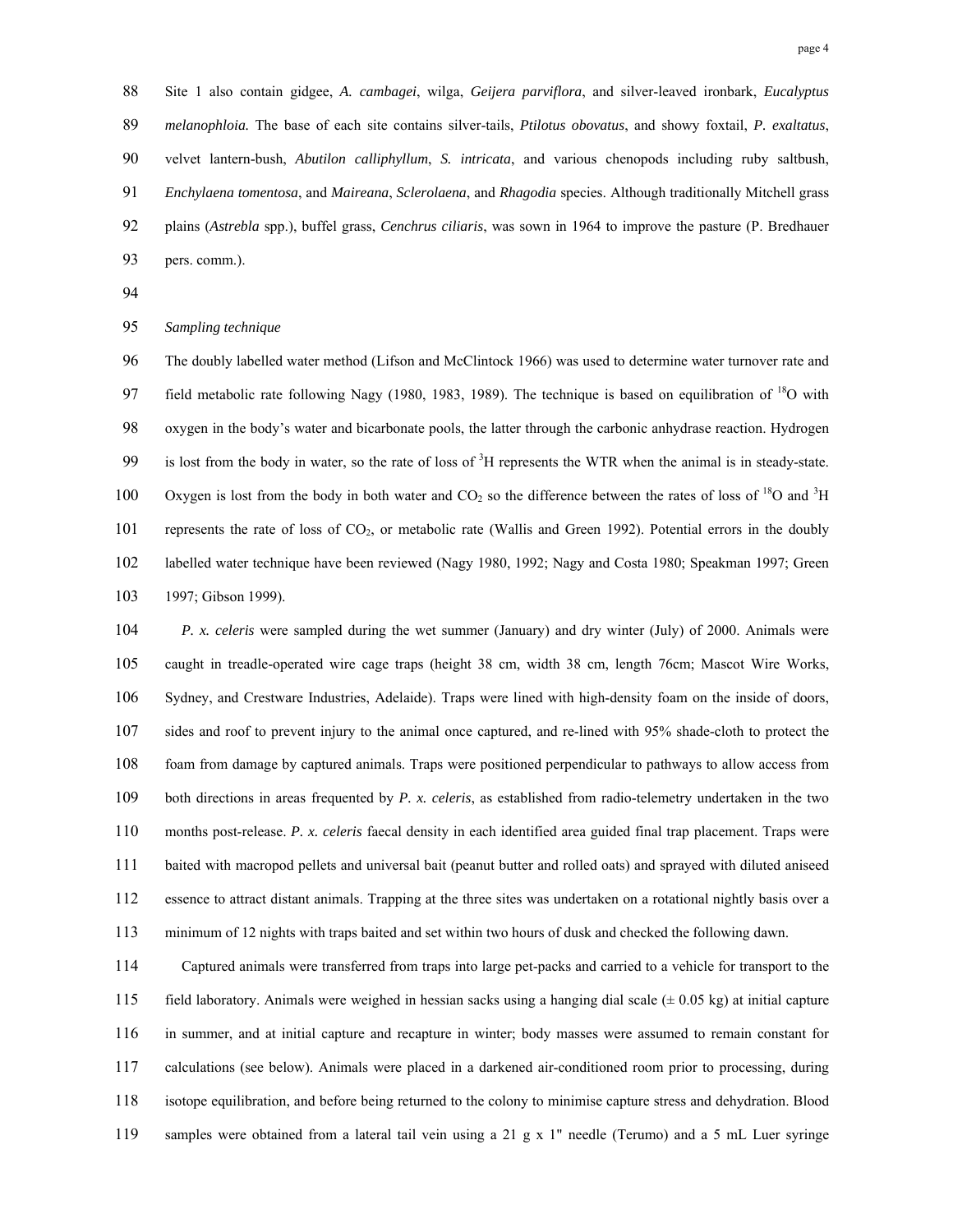Site 1 also contain gidgee, *A. cambagei*, wilga, *Geijera parviflora*, and silver-leaved ironbark, *Eucalyptus melanophloia.* The base of each site contains silver-tails, *Ptilotus obovatus*, and showy foxtail, *P. exaltatus*, velvet lantern-bush, *Abutilon calliphyllum*, *S. intricata*, and various chenopods including ruby saltbush, *Enchylaena tomentosa*, and *Maireana*, *Sclerolaena*, and *Rhagodia* species. Although traditionally Mitchell grass plains (*Astrebla* spp.), buffel grass, *Cenchrus ciliaris*, was sown in 1964 to improve the pasture (P. Bredhauer pers. comm.).

*Sampling technique*

The doubly labelled water method (Lifson and McClintock 1966) was used to determine water turnover rate and field metabolic rate following Nagy (1980, 1983, 1989). The technique is based on equilibration of $^{18}O$ with oxygen in the body's water and bicarbonate pools, the latter through the carbonic anhydrase reaction. Hydrogen is lost from the body in water, so the rate of loss of $^{3}H$ represents the WTR when the animal is in steady-state. Oxygen is lost from the body in both water and $CO_2$ so the difference between the rates of loss of $^{18}O$ and $^{3}H$ represents the rate of loss of $CO_2$, or metabolic rate (Wallis and Green 1992). Potential errors in the doubly labelled water technique have been reviewed (Nagy 1980, 1992; Nagy and Costa 1980; Speakman 1997; Green 1997; Gibson 1999).

*P. x. celeris* were sampled during the wet summer (January) and dry winter (July) of 2000. Animals were caught in treadle-operated wire cage traps (height 38 cm, width 38 cm, length 76cm; Mascot Wire Works, Sydney, and Crestware Industries, Adelaide). Traps were lined with high-density foam on the inside of doors, sides and roof to prevent injury to the animal once captured, and re-lined with 95% shade-cloth to protect the foam from damage by captured animals. Traps were positioned perpendicular to pathways to allow access from both directions in areas frequented by *P. x. celeris*, as established from radio-telemetry undertaken in the two months post-release. *P. x. celeris* faecal density in each identified area guided final trap placement. Traps were baited with macropod pellets and universal bait (peanut butter and rolled oats) and sprayed with diluted aniseed essence to attract distant animals. Trapping at the three sites was undertaken on a rotational nightly basis over a minimum of 12 nights with traps baited and set within two hours of dusk and checked the following dawn.

Captured animals were transferred from traps into large pet-packs and carried to a vehicle for transport to the field laboratory. Animals were weighed in hessian sacks using a hanging dial scale (± 0.05 kg) at initial capture in summer, and at initial capture and recapture in winter; body masses were assumed to remain constant for calculations (see below). Animals were placed in a darkened air-conditioned room prior to processing, during isotope equilibration, and before being returned to the colony to minimise capture stress and dehydration. Blood samples were obtained from a lateral tail vein using a 21 g x 1" needle (Terumo) and a 5 mL Luer syringe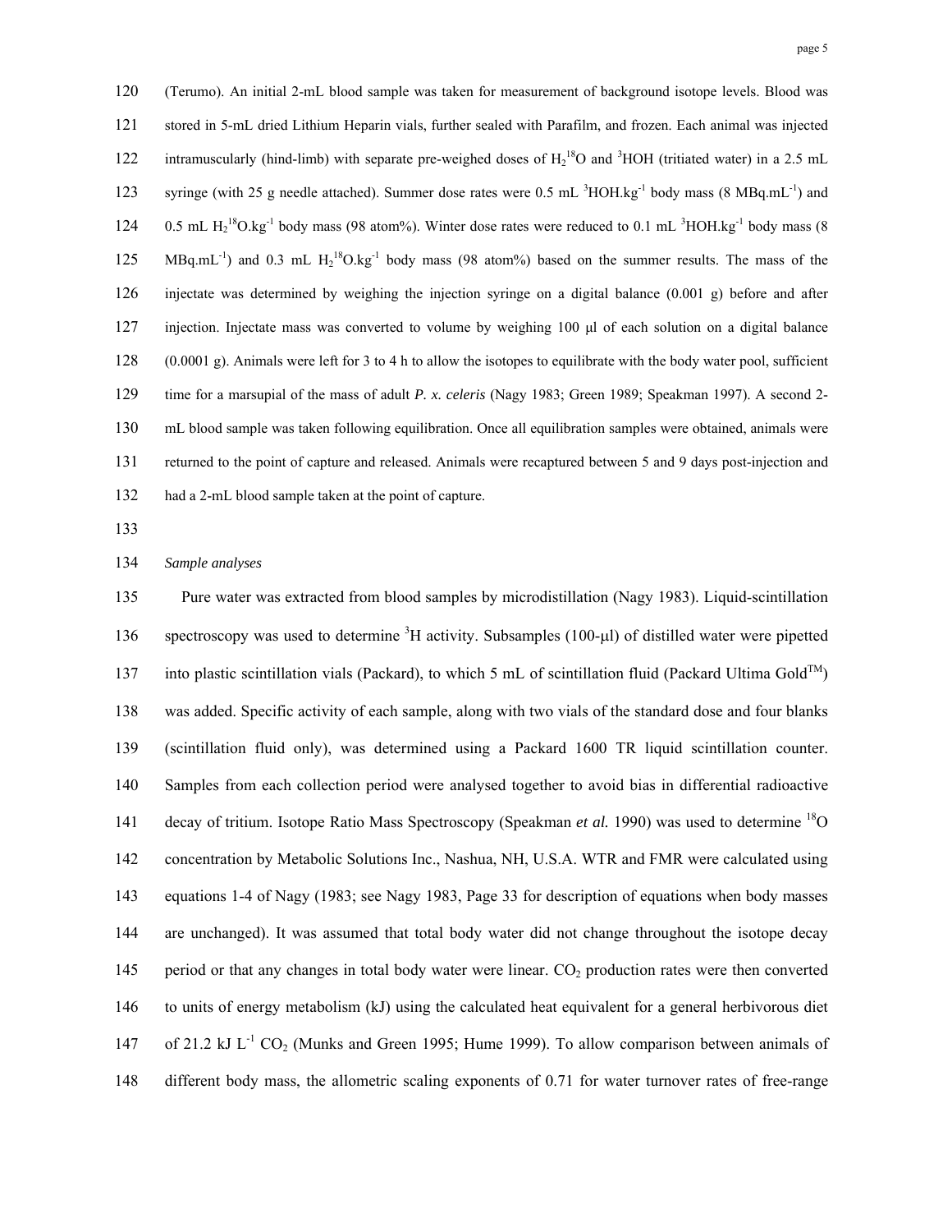(Terumo). An initial 2-mL blood sample was taken for measurement of background isotope levels. Blood was stored in 5-mL dried Lithium Heparin vials, further sealed with Parafilm, and frozen. Each animal was injected intramuscularly (hind-limb) with separate pre-weighed doses of $H_2{}^{18}O$ and $^3HOH$ (tritiated water) in a 2.5 mL syringe (with 25 g needle attached). Summer dose rates were 0.5 mL $^3HOH.kg^{-1}$ body mass (8 $MBq.mL^{-1}$) and 0.5 mL $H_2{}^{18}O.kg^{-1}$ body mass (98 atom%). Winter dose rates were reduced to 0.1 mL $^3HOH.kg^{-1}$ body mass (8 $MBq.mL^{-1}$) and 0.3 mL $H_2{}^{18}O.kg^{-1}$ body mass (98 atom%) based on the summer results. The mass of the injectate was determined by weighing the injection syringe on a digital balance (0.001 g) before and after injection. Injectate mass was converted to volume by weighing 100 μl of each solution on a digital balance (0.0001 g). Animals were left for 3 to 4 h to allow the isotopes to equilibrate with the body water pool, sufficient time for a marsupial of the mass of adult *P. x. celeris* (Nagy 1983; Green 1989; Speakman 1997). A second 2-mL blood sample was taken following equilibration. Once all equilibration samples were obtained, animals were returned to the point of capture and released. Animals were recaptured between 5 and 9 days post-injection and had a 2-mL blood sample taken at the point of capture.

*Sample analyses*

Pure water was extracted from blood samples by microdistillation (Nagy 1983). Liquid-scintillation spectroscopy was used to determine $^3H$ activity. Subsamples (100-μl) of distilled water were pipetted into plastic scintillation vials (Packard), to which 5 mL of scintillation fluid (Packard Ultima Gold™) was added. Specific activity of each sample, along with two vials of the standard dose and four blanks (scintillation fluid only), was determined using a Packard 1600 TR liquid scintillation counter. Samples from each collection period were analysed together to avoid bias in differential radioactive decay of tritium. Isotope Ratio Mass Spectroscopy (Speakman *et al.* 1990) was used to determine $^{18}O$ concentration by Metabolic Solutions Inc., Nashua, NH, U.S.A. WTR and FMR were calculated using equations 1-4 of Nagy (1983; see Nagy 1983, Page 33 for description of equations when body masses are unchanged). It was assumed that total body water did not change throughout the isotope decay period or that any changes in total body water were linear. $CO_2$ production rates were then converted to units of energy metabolism (kJ) using the calculated heat equivalent for a general herbivorous diet of 21.2 kJ $L^{-1}$ $CO_2$ (Munks and Green 1995; Hume 1999). To allow comparison between animals of different body mass, the allometric scaling exponents of 0.71 for water turnover rates of free-range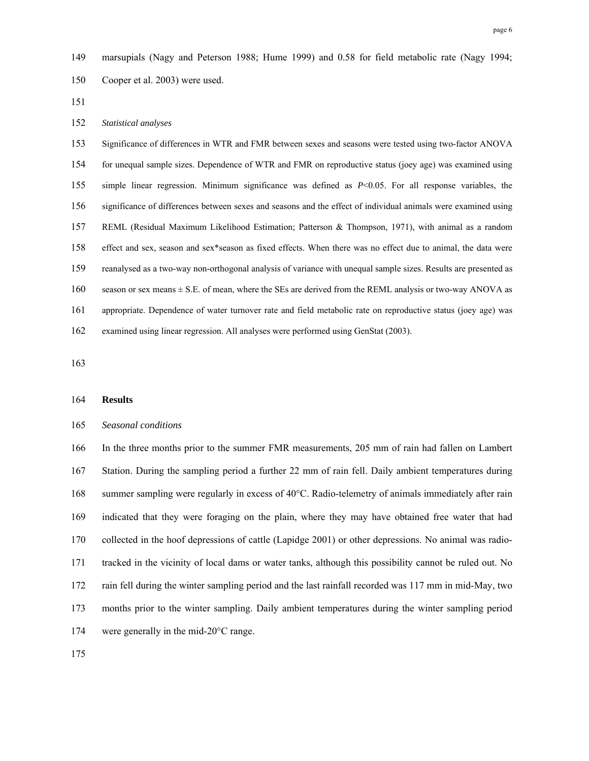marsupials (Nagy and Peterson 1988; Hume 1999) and 0.58 for field metabolic rate (Nagy 1994; Cooper et al. 2003) were used.

### *Statistical analyses*

Significance of differences in WTR and FMR between sexes and seasons were tested using two-factor ANOVA for unequal sample sizes. Dependence of WTR and FMR on reproductive status (joey age) was examined using simple linear regression. Minimum significance was defined as $P<0.05$. For all response variables, the significance of differences between sexes and seasons and the effect of individual animals were examined using REML (Residual Maximum Likelihood Estimation; Patterson & Thompson, 1971), with animal as a random effect and sex, season and sex*season as fixed effects. When there was no effect due to animal, the data were reanalysed as a two-way non-orthogonal analysis of variance with unequal sample sizes. Results are presented as season or sex means ± S.E. of mean, where the SEs are derived from the REML analysis or two-way ANOVA as appropriate. Dependence of water turnover rate and field metabolic rate on reproductive status (joey age) was examined using linear regression. All analyses were performed using GenStat (2003).

## Results

### *Seasonal conditions*

In the three months prior to the summer FMR measurements, 205 mm of rain had fallen on Lambert Station. During the sampling period a further 22 mm of rain fell. Daily ambient temperatures during summer sampling were regularly in excess of 40°C. Radio-telemetry of animals immediately after rain indicated that they were foraging on the plain, where they may have obtained free water that had collected in the hoof depressions of cattle (Lapidge 2001) or other depressions. No animal was radio-tracked in the vicinity of local dams or water tanks, although this possibility cannot be ruled out. No rain fell during the winter sampling period and the last rainfall recorded was 117 mm in mid-May, two months prior to the winter sampling. Daily ambient temperatures during the winter sampling period were generally in the mid-20°C range.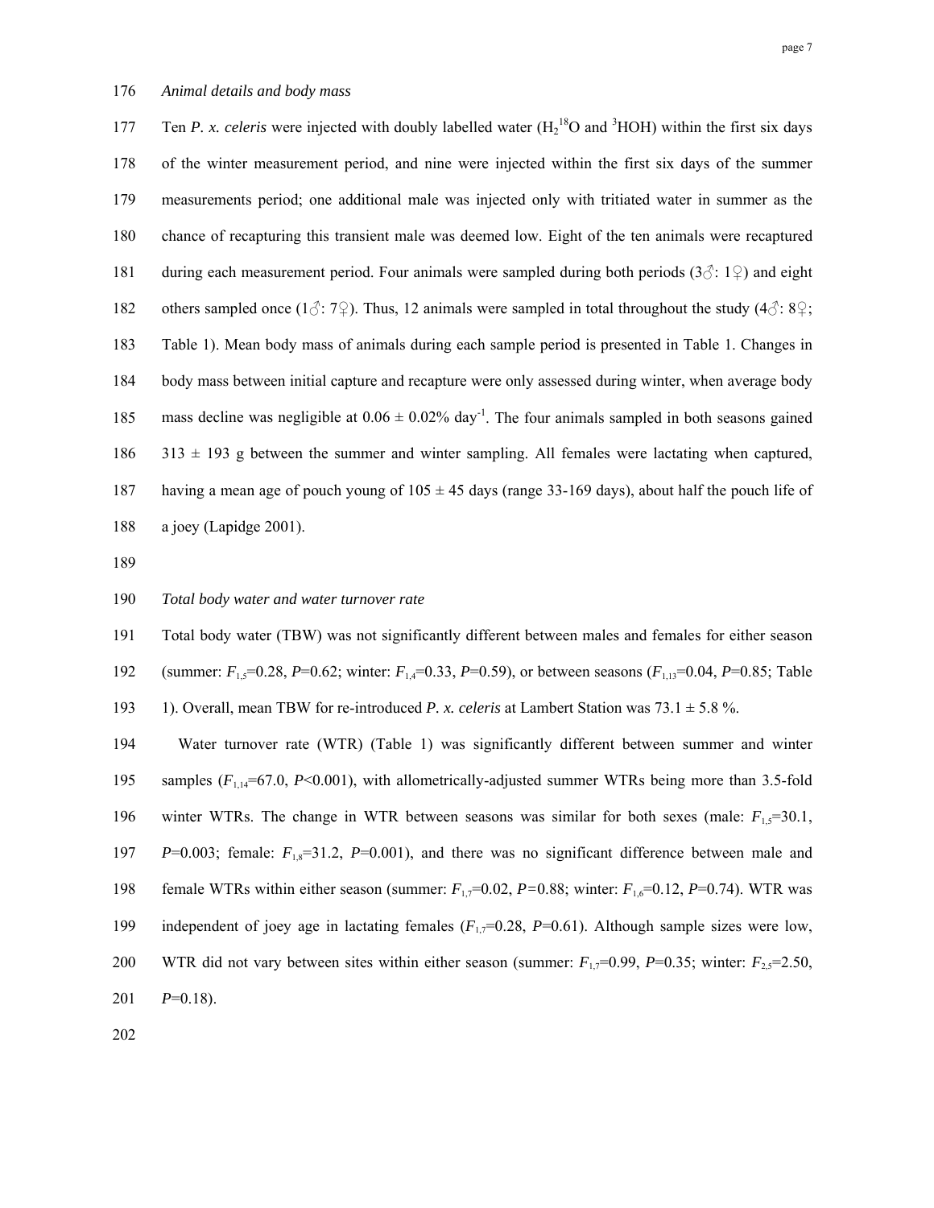*Animal details and body mass*

Ten *P. x. celeris* were injected with doubly labelled water ($H_2{}^{18}O$ and $^3HOH$) within the first six days of the winter measurement period, and nine were injected within the first six days of the summer measurements period; one additional male was injected only with tritiated water in summer as the chance of recapturing this transient male was deemed low. Eight of the ten animals were recaptured during each measurement period. Four animals were sampled during both periods (3♂: 1♀) and eight others sampled once (1♂: 7♀). Thus, 12 animals were sampled in total throughout the study (4♂: 8♀; Table 1). Mean body mass of animals during each sample period is presented in Table 1. Changes in body mass between initial capture and recapture were only assessed during winter, when average body mass decline was negligible at $0.06 \pm 0.02\%$ day$^{-1}$. The four animals sampled in both seasons gained $313 \pm 193$ g between the summer and winter sampling. All females were lactating when captured, having a mean age of pouch young of $105 \pm 45$ days (range 33-169 days), about half the pouch life of a joey (Lapidge 2001).

*Total body water and water turnover rate*

Total body water (TBW) was not significantly different between males and females for either season (summer: $F_{1,5}$=0.28, $P$=0.62; winter: $F_{1,4}$=0.33, $P$=0.59), or between seasons ($F_{1,13}$=0.04, $P$=0.85; Table 1). Overall, mean TBW for re-introduced *P. x. celeris* at Lambert Station was $73.1 \pm 5.8$ %.

Water turnover rate (WTR) (Table 1) was significantly different between summer and winter samples ($F_{1,14}$=67.0, $P$<0.001), with allometrically-adjusted summer WTRs being more than 3.5-fold winter WTRs. The change in WTR between seasons was similar for both sexes (male: $F_{1,5}$=30.1, $P$=0.003; female: $F_{1,8}$=31.2, $P$=0.001), and there was no significant difference between male and female WTRs within either season (summer: $F_{1,7}$=0.02, $P$=0.88; winter: $F_{1,6}$=0.12, $P$=0.74). WTR was independent of joey age in lactating females ($F_{1,7}$=0.28, $P$=0.61). Although sample sizes were low, WTR did not vary between sites within either season (summer: $F_{1,7}$=0.99, $P$=0.35; winter: $F_{2,5}$=2.50, $P$=0.18).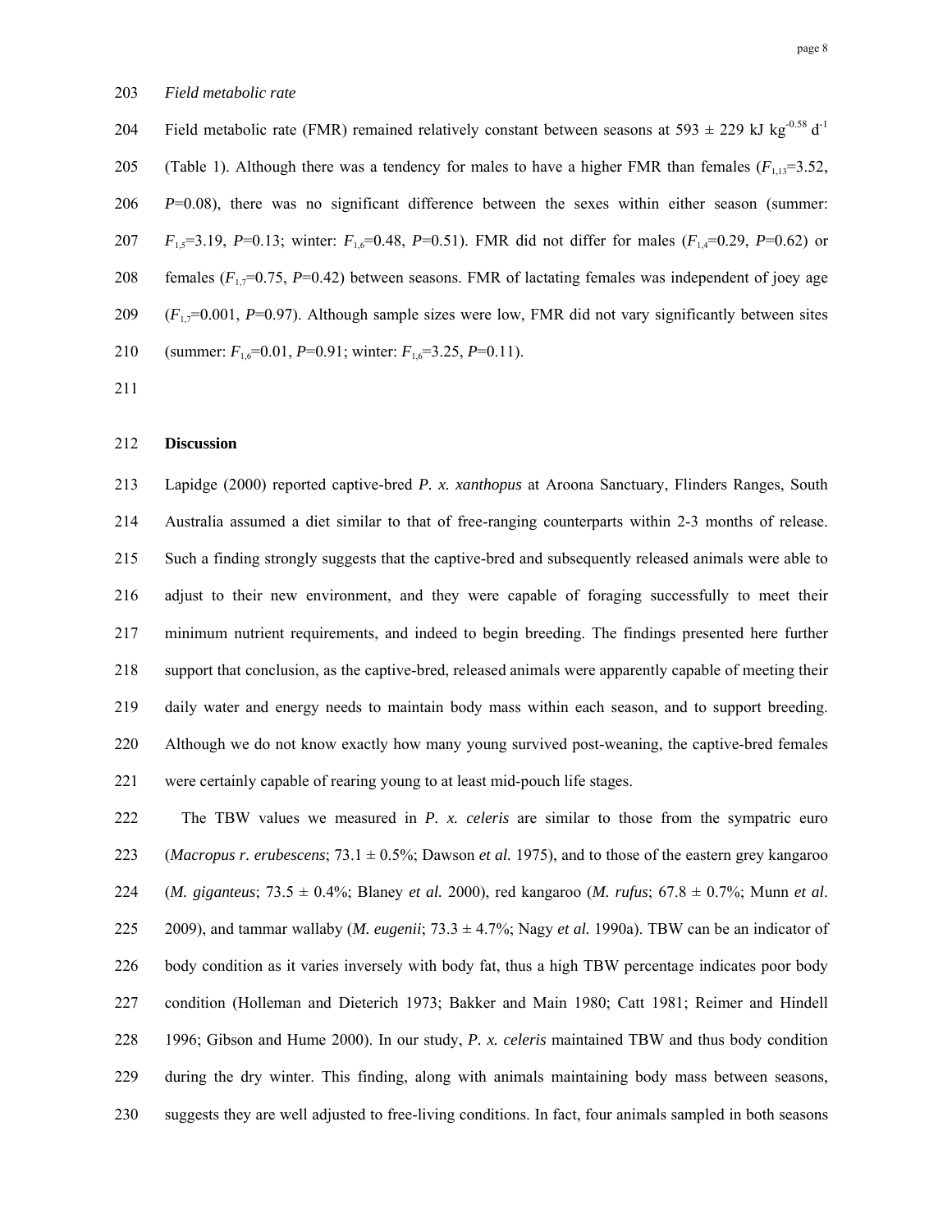*Field metabolic rate*

Field metabolic rate (FMR) remained relatively constant between seasons at 593 ± 229 kJ $kg^{-0.58}$ $d^{-1}$ (Table 1). Although there was a tendency for males to have a higher FMR than females ($F_{1,13}$=3.52, *P*=0.08), there was no significant difference between the sexes within either season (summer: $F_{1,5}$=3.19, *P*=0.13; winter: $F_{1,6}$=0.48, *P*=0.51). FMR did not differ for males ($F_{1,4}$=0.29, *P*=0.62) or females ($F_{1,7}$=0.75, *P*=0.42) between seasons. FMR of lactating females was independent of joey age ($F_{1,7}$=0.001, *P*=0.97). Although sample sizes were low, FMR did not vary significantly between sites (summer: $F_{1,6}$=0.01, *P*=0.91; winter: $F_{1,6}$=3.25, *P*=0.11).

## Discussion

Lapidge (2000) reported captive-bred *P. x. xanthopus* at Aroona Sanctuary, Flinders Ranges, South Australia assumed a diet similar to that of free-ranging counterparts within 2-3 months of release. Such a finding strongly suggests that the captive-bred and subsequently released animals were able to adjust to their new environment, and they were capable of foraging successfully to meet their minimum nutrient requirements, and indeed to begin breeding. The findings presented here further support that conclusion, as the captive-bred, released animals were apparently capable of meeting their daily water and energy needs to maintain body mass within each season, and to support breeding. Although we do not know exactly how many young survived post-weaning, the captive-bred females were certainly capable of rearing young to at least mid-pouch life stages.

The TBW values we measured in *P. x. celeris* are similar to those from the sympatric euro (*Macropus r. erubescens*; 73.1 ± 0.5%; Dawson *et al.* 1975), and to those of the eastern grey kangaroo (*M. giganteus*; 73.5 ± 0.4%; Blaney *et al.* 2000), red kangaroo (*M. rufus*; 67.8 ± 0.7%; Munn *et al*. 2009), and tammar wallaby (*M. eugenii*; 73.3 ± 4.7%; Nagy *et al.* 1990a). TBW can be an indicator of body condition as it varies inversely with body fat, thus a high TBW percentage indicates poor body condition (Holleman and Dieterich 1973; Bakker and Main 1980; Catt 1981; Reimer and Hindell 1996; Gibson and Hume 2000). In our study, *P. x. celeris* maintained TBW and thus body condition during the dry winter. This finding, along with animals maintaining body mass between seasons, suggests they are well adjusted to free-living conditions. In fact, four animals sampled in both seasons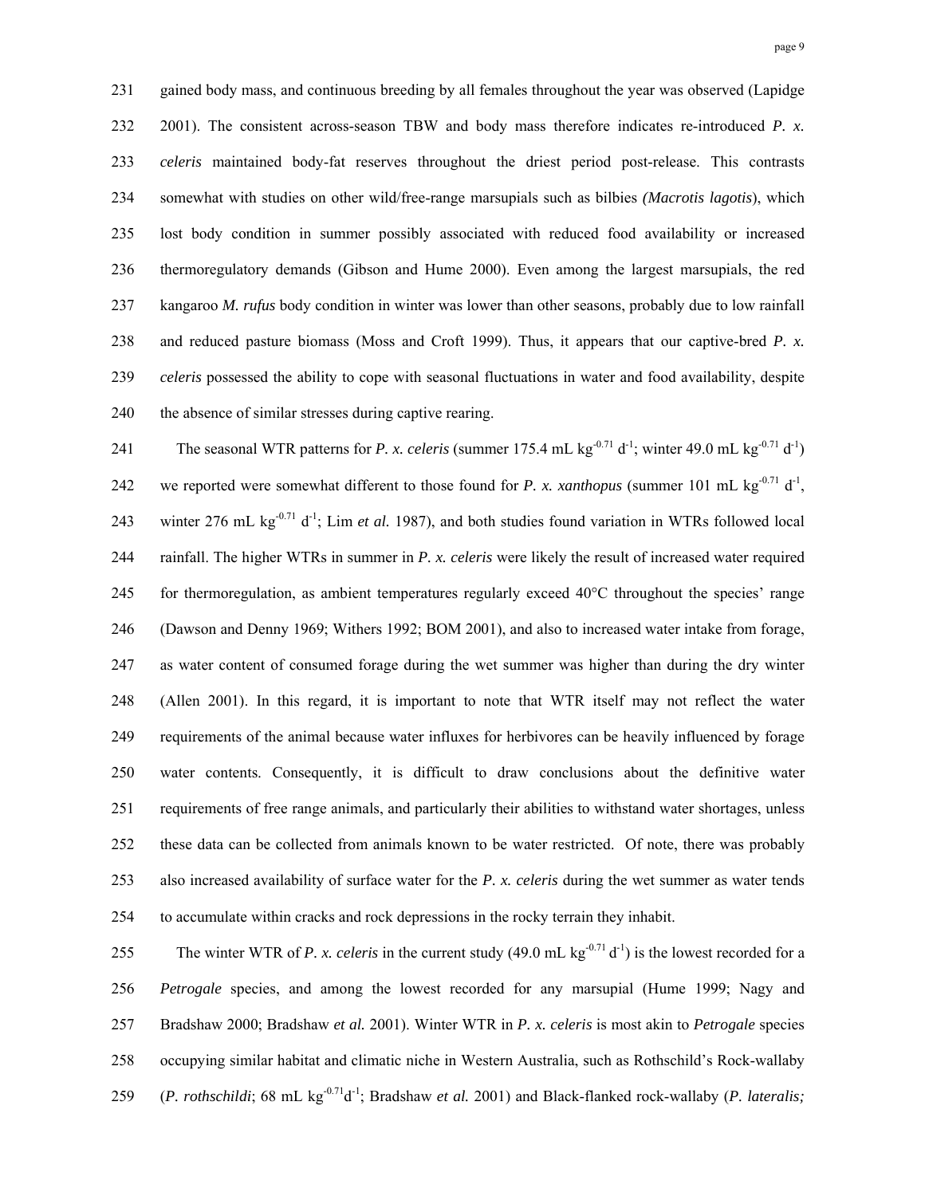gained body mass, and continuous breeding by all females throughout the year was observed (Lapidge 2001). The consistent across-season TBW and body mass therefore indicates re-introduced *P. x. celeris* maintained body-fat reserves throughout the driest period post-release. This contrasts somewhat with studies on other wild/free-range marsupials such as bilbies *(Macrotis lagotis*), which lost body condition in summer possibly associated with reduced food availability or increased thermoregulatory demands (Gibson and Hume 2000). Even among the largest marsupials, the red kangaroo *M. rufus* body condition in winter was lower than other seasons, probably due to low rainfall and reduced pasture biomass (Moss and Croft 1999). Thus, it appears that our captive-bred *P. x. celeris* possessed the ability to cope with seasonal fluctuations in water and food availability, despite the absence of similar stresses during captive rearing.

The seasonal WTR patterns for *P. x. celeris* (summer 175.4 mL $kg^{-0.71}$ $d^{-1}$; winter 49.0 mL $kg^{-0.71}$ $d^{-1}$) we reported were somewhat different to those found for *P. x. xanthopus* (summer 101 mL $kg^{-0.71}$ $d^{-1}$, winter 276 mL $kg^{-0.71}$ $d^{-1}$; Lim *et al.* 1987), and both studies found variation in WTRs followed local rainfall. The higher WTRs in summer in *P. x. celeris* were likely the result of increased water required for thermoregulation, as ambient temperatures regularly exceed 40°C throughout the species' range (Dawson and Denny 1969; Withers 1992; BOM 2001), and also to increased water intake from forage, as water content of consumed forage during the wet summer was higher than during the dry winter (Allen 2001). In this regard, it is important to note that WTR itself may not reflect the water requirements of the animal because water influxes for herbivores can be heavily influenced by forage water contents. Consequently, it is difficult to draw conclusions about the definitive water requirements of free range animals, and particularly their abilities to withstand water shortages, unless these data can be collected from animals known to be water restricted. Of note, there was probably also increased availability of surface water for the *P. x. celeris* during the wet summer as water tends to accumulate within cracks and rock depressions in the rocky terrain they inhabit.

The winter WTR of *P. x. celeris* in the current study (49.0 mL $kg^{-0.71}$ $d^{-1}$) is the lowest recorded for a *Petrogale* species, and among the lowest recorded for any marsupial (Hume 1999; Nagy and Bradshaw 2000; Bradshaw *et al.* 2001). Winter WTR in *P. x. celeris* is most akin to *Petrogale* species occupying similar habitat and climatic niche in Western Australia, such as Rothschild's Rock-wallaby (*P. rothschildi*; 68 mL $kg^{-0.71}d^{-1}$; Bradshaw *et al.* 2001) and Black-flanked rock-wallaby (*P. lateralis;*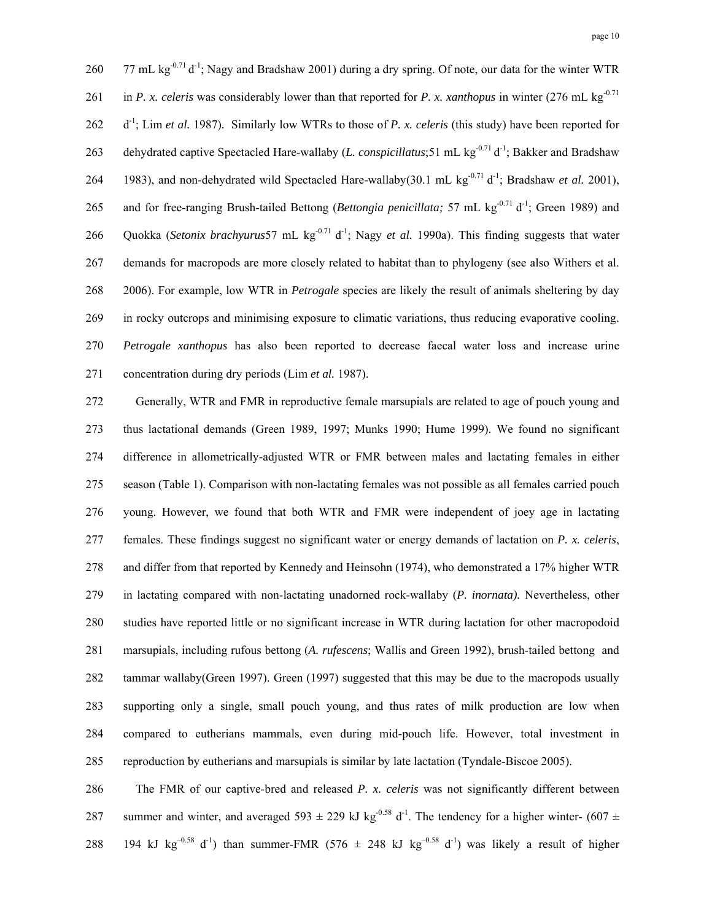77 mL $kg^{-0.71}$ $d^{-1}$; Nagy and Bradshaw 2001) during a dry spring. Of note, our data for the winter WTR in *P. x. celeris* was considerably lower than that reported for *P. x. xanthopus* in winter (276 mL $kg^{-0.71}$ $d^{-1}$; Lim *et al.* 1987). Similarly low WTRs to those of *P. x. celeris* (this study) have been reported for dehydrated captive Spectacled Hare-wallaby (*L. conspicillatus*;51 mL $kg^{-0.71}$ $d^{-1}$; Bakker and Bradshaw 1983), and non-dehydrated wild Spectacled Hare-wallaby(30.1 mL $kg^{-0.71}$ $d^{-1}$; Bradshaw *et al.* 2001), and for free-ranging Brush-tailed Bettong (*Bettongia penicillata;* 57 mL $kg^{-0.71}$ $d^{-1}$; Green 1989) and Quokka (*Setonix brachyurus*57 mL $kg^{-0.71}$ $d^{-1}$; Nagy *et al.* 1990a). This finding suggests that water demands for macropods are more closely related to habitat than to phylogeny (see also Withers et al. 2006). For example, low WTR in *Petrogale* species are likely the result of animals sheltering by day in rocky outcrops and minimising exposure to climatic variations, thus reducing evaporative cooling. *Petrogale xanthopus* has also been reported to decrease faecal water loss and increase urine concentration during dry periods (Lim *et al.* 1987).

Generally, WTR and FMR in reproductive female marsupials are related to age of pouch young and thus lactational demands (Green 1989, 1997; Munks 1990; Hume 1999). We found no significant difference in allometrically-adjusted WTR or FMR between males and lactating females in either season (Table 1). Comparison with non-lactating females was not possible as all females carried pouch young. However, we found that both WTR and FMR were independent of joey age in lactating females. These findings suggest no significant water or energy demands of lactation on *P. x. celeris*, and differ from that reported by Kennedy and Heinsohn (1974), who demonstrated a 17% higher WTR in lactating compared with non-lactating unadorned rock-wallaby (*P. inornata).* Nevertheless, other studies have reported little or no significant increase in WTR during lactation for other macropodoid marsupials, including rufous bettong (*A. rufescens*; Wallis and Green 1992), brush-tailed bettong and tammar wallaby(Green 1997). Green (1997) suggested that this may be due to the macropods usually supporting only a single, small pouch young, and thus rates of milk production are low when compared to eutherians mammals, even during mid-pouch life. However, total investment in reproduction by eutherians and marsupials is similar by late lactation (Tyndale-Biscoe 2005).

The FMR of our captive-bred and released *P. x. celeris* was not significantly different between summer and winter, and averaged 593 ± 229 kJ $kg^{-0.58}$ $d^{-1}$. The tendency for a higher winter- (607 ± 194 kJ $kg^{-0.58}$ $d^{-1}$) than summer-FMR (576 ± 248 kJ $kg^{-0.58}$ $d^{-1}$) was likely a result of higher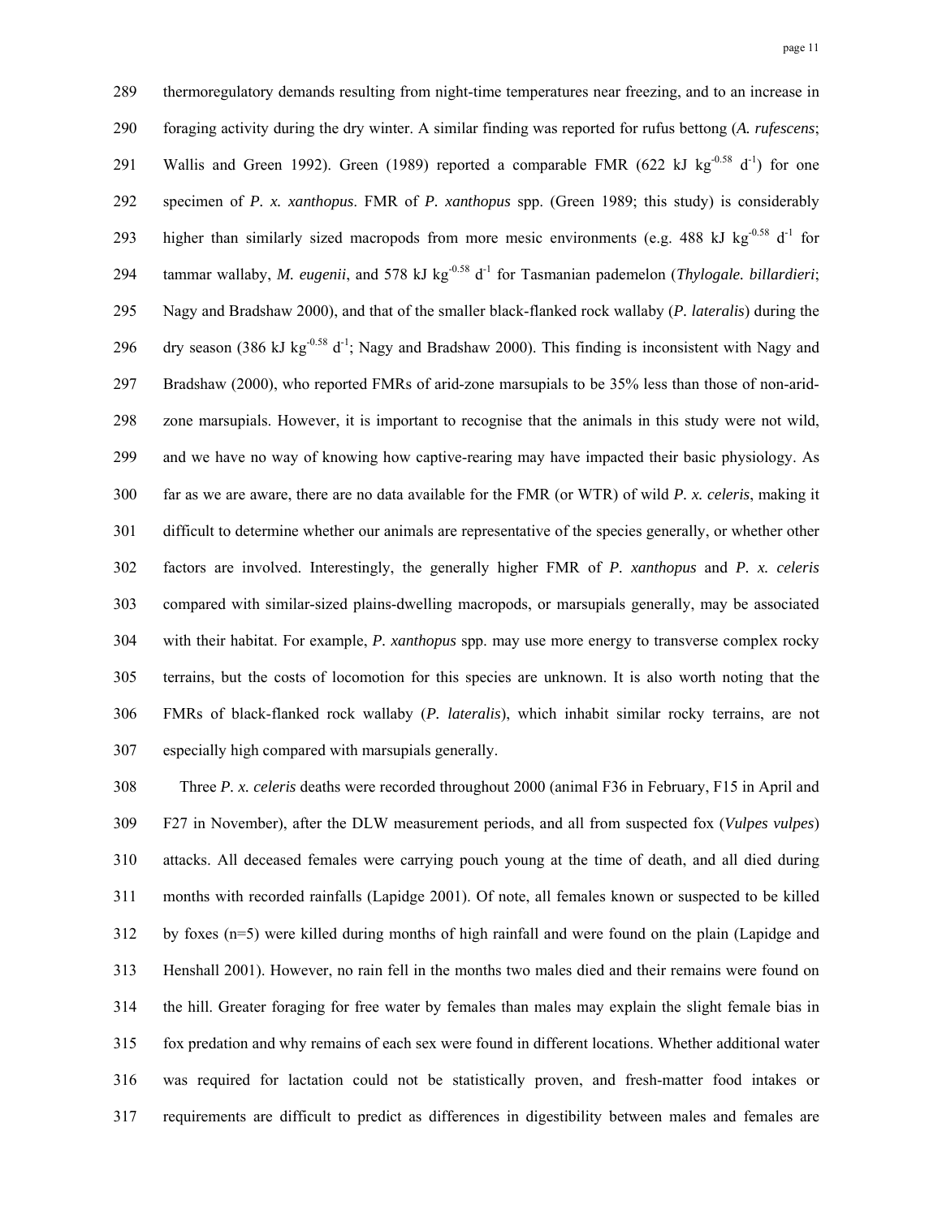thermoregulatory demands resulting from night-time temperatures near freezing, and to an increase in foraging activity during the dry winter. A similar finding was reported for rufus bettong (*A. rufescens*; Wallis and Green 1992). Green (1989) reported a comparable FMR (622 kJ $kg^{-0.58}$ $d^{-1}$) for one specimen of *P. x. xanthopus*. FMR of *P. xanthopus* spp. (Green 1989; this study) is considerably higher than similarly sized macropods from more mesic environments (e.g. 488 kJ $kg^{-0.58}$ $d^{-1}$ for tammar wallaby, *M. eugenii*, and 578 kJ $kg^{-0.58}$ $d^{-1}$ for Tasmanian pademelon (*Thylogale. billardieri*; Nagy and Bradshaw 2000), and that of the smaller black-flanked rock wallaby (*P. lateralis*) during the dry season (386 kJ $kg^{-0.58}$ $d^{-1}$; Nagy and Bradshaw 2000). This finding is inconsistent with Nagy and Bradshaw (2000), who reported FMRs of arid-zone marsupials to be 35% less than those of non-arid-zone marsupials. However, it is important to recognise that the animals in this study were not wild, and we have no way of knowing how captive-rearing may have impacted their basic physiology. As far as we are aware, there are no data available for the FMR (or WTR) of wild *P. x. celeris*, making it difficult to determine whether our animals are representative of the species generally, or whether other factors are involved. Interestingly, the generally higher FMR of *P. xanthopus* and *P. x. celeris* compared with similar-sized plains-dwelling macropods, or marsupials generally, may be associated with their habitat. For example, *P. xanthopus* spp. may use more energy to transverse complex rocky terrains, but the costs of locomotion for this species are unknown. It is also worth noting that the FMRs of black-flanked rock wallaby (*P. lateralis*), which inhabit similar rocky terrains, are not especially high compared with marsupials generally.

Three *P. x. celeris* deaths were recorded throughout 2000 (animal F36 in February, F15 in April and F27 in November), after the DLW measurement periods, and all from suspected fox (*Vulpes vulpes*) attacks. All deceased females were carrying pouch young at the time of death, and all died during months with recorded rainfalls (Lapidge 2001). Of note, all females known or suspected to be killed by foxes (n=5) were killed during months of high rainfall and were found on the plain (Lapidge and Henshall 2001). However, no rain fell in the months two males died and their remains were found on the hill. Greater foraging for free water by females than males may explain the slight female bias in fox predation and why remains of each sex were found in different locations. Whether additional water was required for lactation could not be statistically proven, and fresh-matter food intakes or requirements are difficult to predict as differences in digestibility between males and females are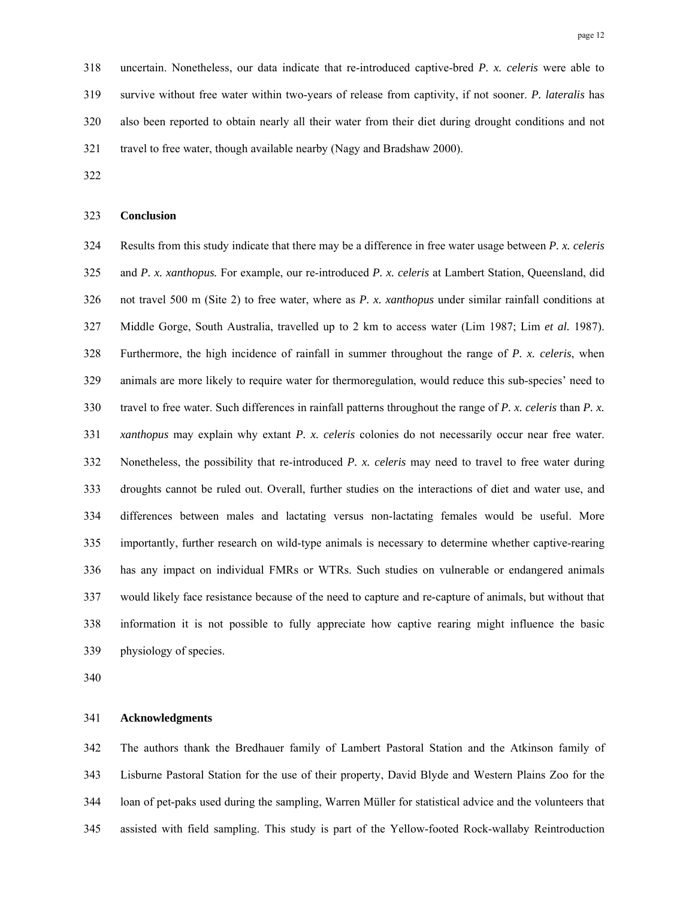uncertain. Nonetheless, our data indicate that re-introduced captive-bred *P. x. celeris* were able to survive without free water within two-years of release from captivity, if not sooner. *P. lateralis* has also been reported to obtain nearly all their water from their diet during drought conditions and not travel to free water, though available nearby (Nagy and Bradshaw 2000).

## Conclusion

Results from this study indicate that there may be a difference in free water usage between *P. x. celeris* and *P. x. xanthopus.* For example, our re-introduced *P. x. celeris* at Lambert Station, Queensland, did not travel 500 m (Site 2) to free water, where as *P. x. xanthopus* under similar rainfall conditions at Middle Gorge, South Australia, travelled up to 2 km to access water (Lim 1987; Lim *et al.* 1987). Furthermore, the high incidence of rainfall in summer throughout the range of *P. x. celeris*, when animals are more likely to require water for thermoregulation, would reduce this sub-species' need to travel to free water. Such differences in rainfall patterns throughout the range of *P. x. celeris* than *P. x. xanthopus* may explain why extant *P. x. celeris* colonies do not necessarily occur near free water. Nonetheless, the possibility that re-introduced *P. x. celeris* may need to travel to free water during droughts cannot be ruled out. Overall, further studies on the interactions of diet and water use, and differences between males and lactating versus non-lactating females would be useful. More importantly, further research on wild-type animals is necessary to determine whether captive-rearing has any impact on individual FMRs or WTRs. Such studies on vulnerable or endangered animals would likely face resistance because of the need to capture and re-capture of animals, but without that information it is not possible to fully appreciate how captive rearing might influence the basic physiology of species.

## Acknowledgments

The authors thank the Bredhauer family of Lambert Pastoral Station and the Atkinson family of Lisburne Pastoral Station for the use of their property, David Blyde and Western Plains Zoo for the loan of pet-paks used during the sampling, Warren Müller for statistical advice and the volunteers that assisted with field sampling. This study is part of the Yellow-footed Rock-wallaby Reintroduction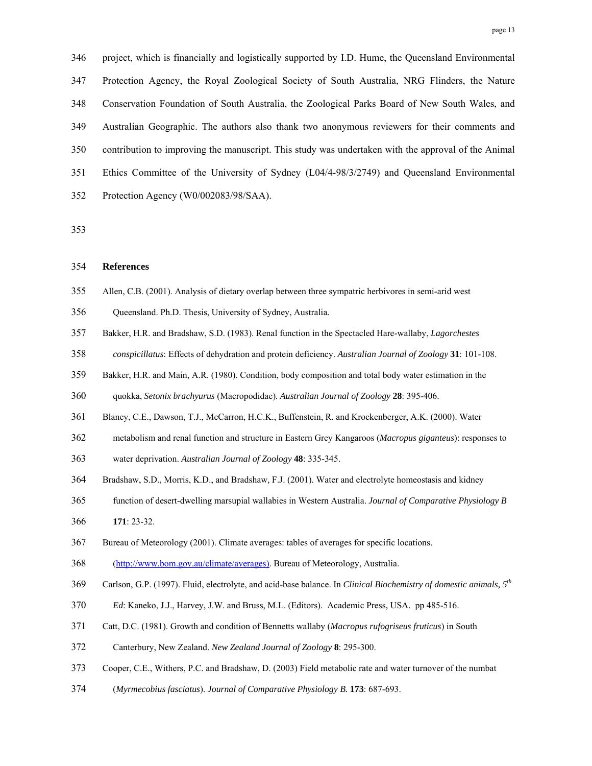project, which is financially and logistically supported by I.D. Hume, the Queensland Environmental Protection Agency, the Royal Zoological Society of South Australia, NRG Flinders, the Nature Conservation Foundation of South Australia, the Zoological Parks Board of New South Wales, and Australian Geographic. The authors also thank two anonymous reviewers for their comments and contribution to improving the manuscript. This study was undertaken with the approval of the Animal Ethics Committee of the University of Sydney (L04/4-98/3/2749) and Queensland Environmental Protection Agency (W0/002083/98/SAA).

## References

Allen, C.B. (2001). Analysis of dietary overlap between three sympatric herbivores in semi-arid west Queensland. Ph.D. Thesis, University of Sydney, Australia.

Bakker, H.R. and Bradshaw, S.D. (1983). Renal function in the Spectacled Hare-wallaby, *Lagorchestes conspicillatus*: Effects of dehydration and protein deficiency. *Australian Journal of Zoology* **31**: 101-108.

Bakker, H.R. and Main, A.R. (1980). Condition, body composition and total body water estimation in the quokka, *Setonix brachyurus* (Macropodidae). *Australian Journal of Zoology* **28**: 395-406.

Blaney, C.E., Dawson, T.J., McCarron, H.C.K., Buffenstein, R. and Krockenberger, A.K. (2000). Water metabolism and renal function and structure in Eastern Grey Kangaroos (*Macropus giganteus*): responses to water deprivation. *Australian Journal of Zoology* **48**: 335-345.

Bradshaw, S.D., Morris, K.D., and Bradshaw, F.J. (2001). Water and electrolyte homeostasis and kidney function of desert-dwelling marsupial wallabies in Western Australia. *Journal of Comparative Physiology B* **171**: 23-32.

Bureau of Meteorology (2001). Climate averages: tables of averages for specific locations. (http://www.bom.gov.au/climate/averages). Bureau of Meteorology, Australia.

Carlson, G.P. (1997). Fluid, electrolyte, and acid-base balance. In *Clinical Biochemistry of domestic animals, 5th Ed*: Kaneko, J.J., Harvey, J.W. and Bruss, M.L. (Editors). Academic Press, USA. pp 485-516.

Catt, D.C. (1981). Growth and condition of Bennetts wallaby (*Macropus rufogriseus fruticus*) in South Canterbury, New Zealand. *New Zealand Journal of Zoology* **8**: 295-300.

Cooper, C.E., Withers, P.C. and Bradshaw, D. (2003) Field metabolic rate and water turnover of the numbat (*Myrmecobius fasciatus*). *Journal of Comparative Physiology B.* **173**: 687-693.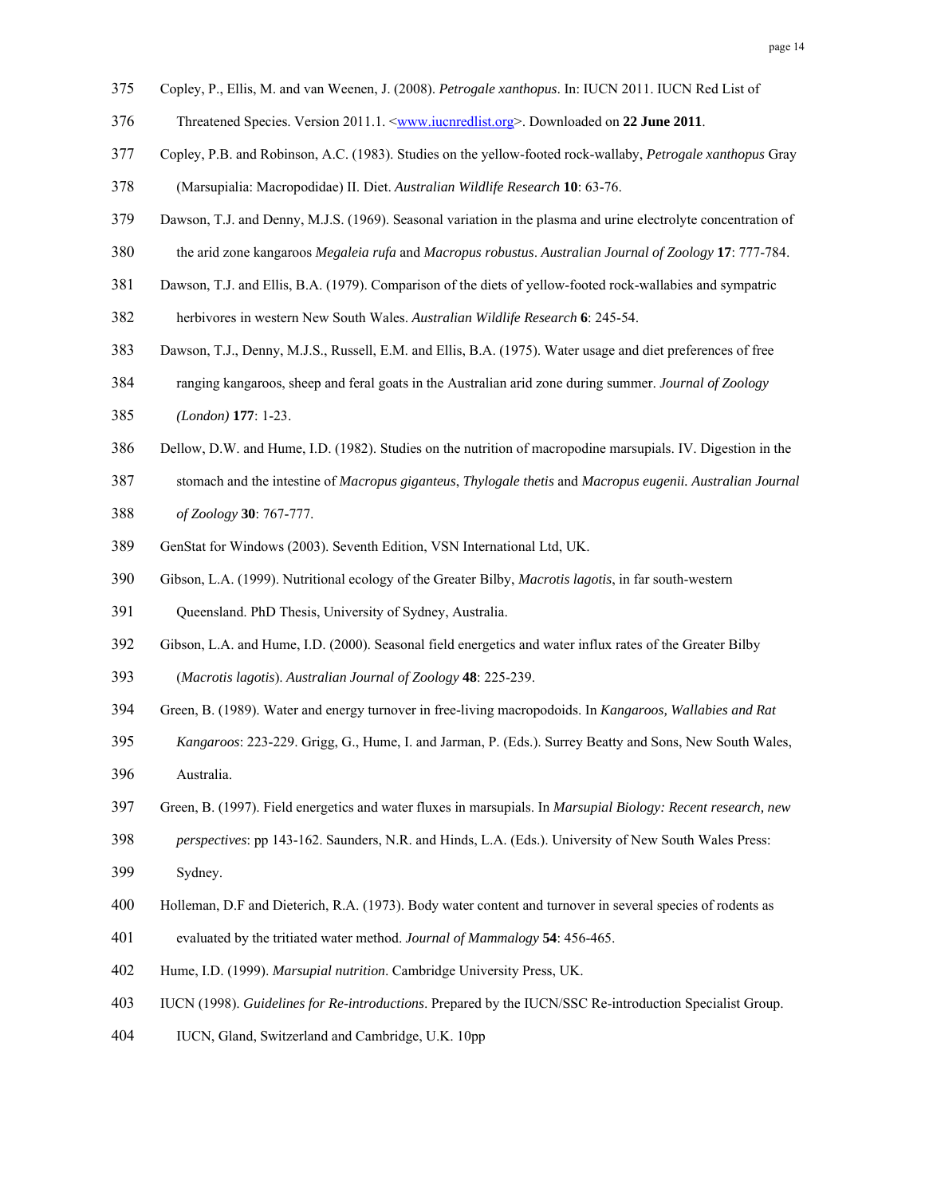Copley, P., Ellis, M. and van Weenen, J. (2008). *Petrogale xanthopus*. In: IUCN 2011. IUCN Red List of Threatened Species. Version 2011.1. <www.iucnredlist.org>. Downloaded on **22 June 2011**.

Copley, P.B. and Robinson, A.C. (1983). Studies on the yellow-footed rock-wallaby, *Petrogale xanthopus* Gray (Marsupialia: Macropodidae) II. Diet. *Australian Wildlife Research* **10**: 63-76.

Dawson, T.J. and Denny, M.J.S. (1969). Seasonal variation in the plasma and urine electrolyte concentration of the arid zone kangaroos *Megaleia rufa* and *Macropus robustus*. *Australian Journal of Zoology* **17**: 777-784.

Dawson, T.J. and Ellis, B.A. (1979). Comparison of the diets of yellow-footed rock-wallabies and sympatric herbivores in western New South Wales. *Australian Wildlife Research* **6**: 245-54.

Dawson, T.J., Denny, M.J.S., Russell, E.M. and Ellis, B.A. (1975). Water usage and diet preferences of free ranging kangaroos, sheep and feral goats in the Australian arid zone during summer. *Journal of Zoology (London)* **177**: 1-23.

Dellow, D.W. and Hume, I.D. (1982). Studies on the nutrition of macropodine marsupials. IV. Digestion in the stomach and the intestine of *Macropus giganteus*, *Thylogale thetis* and *Macropus eugenii. Australian Journal of Zoology* **30**: 767-777.

GenStat for Windows (2003). Seventh Edition, VSN International Ltd, UK.

Gibson, L.A. (1999). Nutritional ecology of the Greater Bilby, *Macrotis lagotis*, in far south-western Queensland. PhD Thesis, University of Sydney, Australia.

Gibson, L.A. and Hume, I.D. (2000). Seasonal field energetics and water influx rates of the Greater Bilby (*Macrotis lagotis*). *Australian Journal of Zoology* **48**: 225-239.

Green, B. (1989). Water and energy turnover in free-living macropodoids. In *Kangaroos, Wallabies and Rat Kangaroos*: 223-229. Grigg, G., Hume, I. and Jarman, P. (Eds.). Surrey Beatty and Sons, New South Wales, Australia.

Green, B. (1997). Field energetics and water fluxes in marsupials. In *Marsupial Biology: Recent research, new perspectives*: pp 143-162. Saunders, N.R. and Hinds, L.A. (Eds.). University of New South Wales Press: Sydney.

Holleman, D.F and Dieterich, R.A. (1973). Body water content and turnover in several species of rodents as evaluated by the tritiated water method. *Journal of Mammalogy* **54**: 456-465.

Hume, I.D. (1999). *Marsupial nutrition*. Cambridge University Press, UK.

IUCN (1998). *Guidelines for Re-introductions*. Prepared by the IUCN/SSC Re-introduction Specialist Group. IUCN, Gland, Switzerland and Cambridge, U.K. 10pp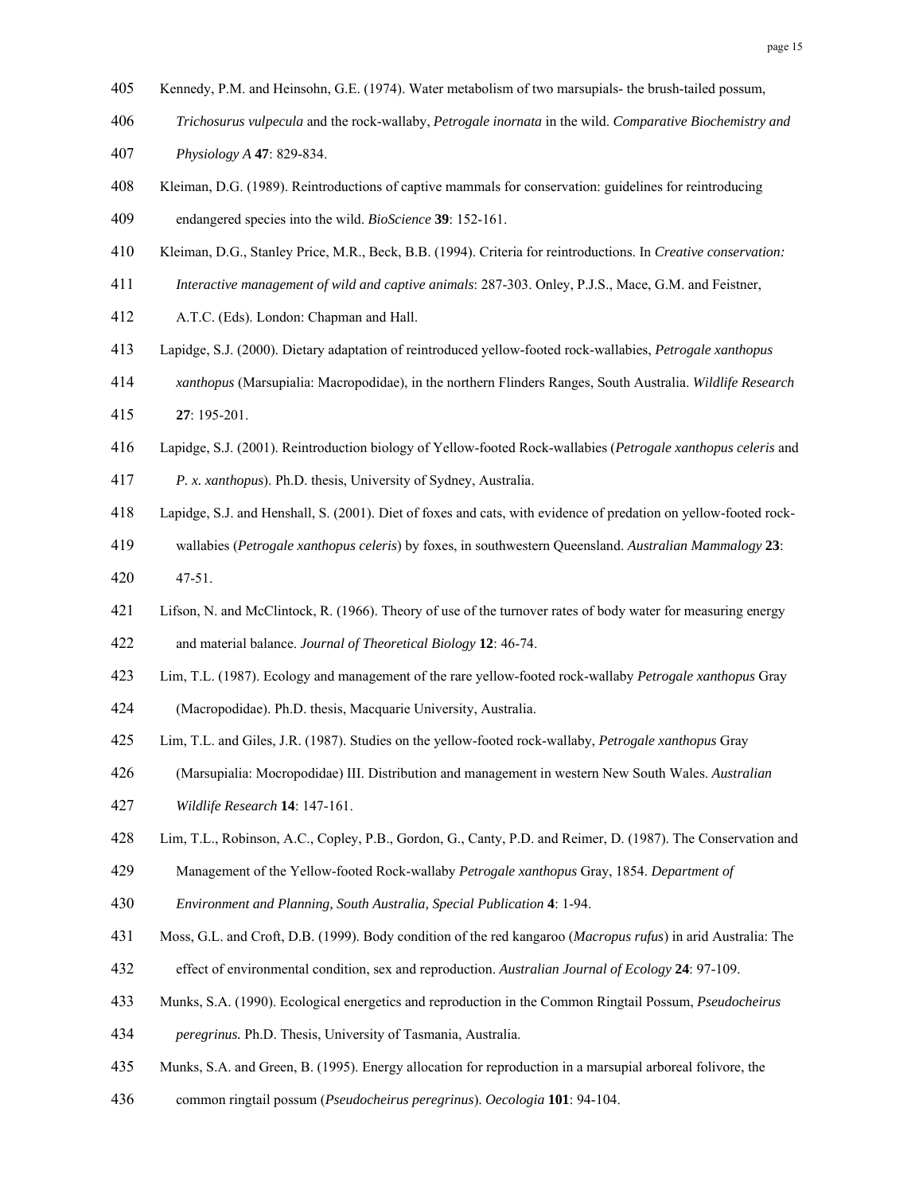Kennedy, P.M. and Heinsohn, G.E. (1974). Water metabolism of two marsupials- the brush-tailed possum, *Trichosurus vulpecula* and the rock-wallaby, *Petrogale inornata* in the wild. *Comparative Biochemistry and Physiology A* **47**: 829-834.

Kleiman, D.G. (1989). Reintroductions of captive mammals for conservation: guidelines for reintroducing endangered species into the wild. *BioScience* **39**: 152-161.

Kleiman, D.G., Stanley Price, M.R., Beck, B.B. (1994). Criteria for reintroductions. In *Creative conservation: Interactive management of wild and captive animals*: 287-303. Onley, P.J.S., Mace, G.M. and Feistner, A.T.C. (Eds). London: Chapman and Hall.

Lapidge, S.J. (2000). Dietary adaptation of reintroduced yellow-footed rock-wallabies, *Petrogale xanthopus xanthopus* (Marsupialia: Macropodidae), in the northern Flinders Ranges, South Australia. *Wildlife Research* **27**: 195-201.

Lapidge, S.J. (2001). Reintroduction biology of Yellow-footed Rock-wallabies (*Petrogale xanthopus celeris* and *P. x. xanthopus*). Ph.D. thesis, University of Sydney, Australia.

Lapidge, S.J. and Henshall, S. (2001). Diet of foxes and cats, with evidence of predation on yellow-footed rock-wallabies (*Petrogale xanthopus celeris*) by foxes, in southwestern Queensland. *Australian Mammalogy* **23**: 47-51.

Lifson, N. and McClintock, R. (1966). Theory of use of the turnover rates of body water for measuring energy and material balance. *Journal of Theoretical Biology* **12**: 46-74.

Lim, T.L. (1987). Ecology and management of the rare yellow-footed rock-wallaby *Petrogale xanthopus* Gray (Macropodidae). Ph.D. thesis, Macquarie University, Australia.

Lim, T.L. and Giles, J.R. (1987). Studies on the yellow-footed rock-wallaby, *Petrogale xanthopus* Gray (Marsupialia: Mocropodidae) III. Distribution and management in western New South Wales. *Australian Wildlife Research* **14**: 147-161.

Lim, T.L., Robinson, A.C., Copley, P.B., Gordon, G., Canty, P.D. and Reimer, D. (1987). The Conservation and Management of the Yellow-footed Rock-wallaby *Petrogale xanthopus* Gray, 1854. *Department of Environment and Planning, South Australia, Special Publication* **4**: 1-94.

Moss, G.L. and Croft, D.B. (1999). Body condition of the red kangaroo (*Macropus rufus*) in arid Australia: The effect of environmental condition, sex and reproduction. *Australian Journal of Ecology* **24**: 97-109.

Munks, S.A. (1990). Ecological energetics and reproduction in the Common Ringtail Possum, *Pseudocheirus peregrinus.* Ph.D. Thesis, University of Tasmania, Australia.

Munks, S.A. and Green, B. (1995). Energy allocation for reproduction in a marsupial arboreal folivore, the common ringtail possum (*Pseudocheirus peregrinus*). *Oecologia* **101**: 94-104.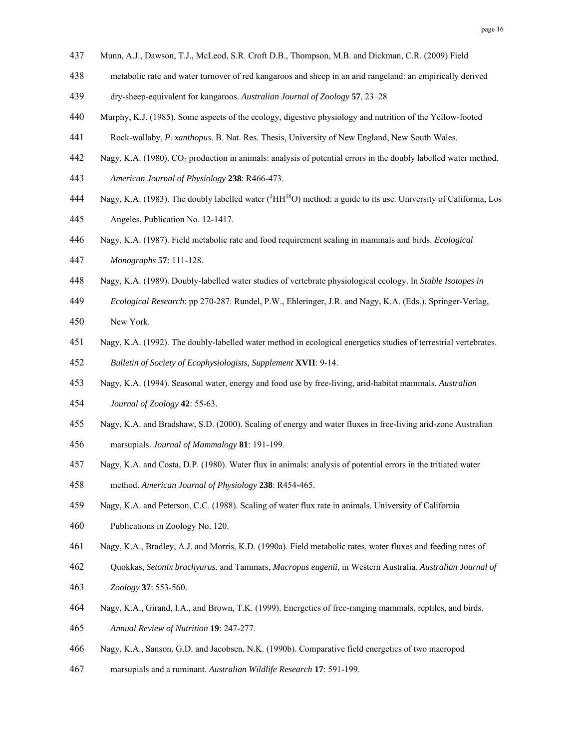Munn, A.J., Dawson, T.J., McLeod, S.R. Croft D.B., Thompson, M.B. and Dickman, C.R. (2009) Field metabolic rate and water turnover of red kangaroos and sheep in an arid rangeland: an empirically derived dry-sheep-equivalent for kangaroos. *Australian Journal of Zoology* **57**, 23–28

Murphy, K.J. (1985). Some aspects of the ecology, digestive physiology and nutrition of the Yellow-footed Rock-wallaby, *P. xanthopus*. B. Nat. Res. Thesis, University of New England, New South Wales.

Nagy, K.A. (1980). $CO_2$ production in animals: analysis of potential errors in the doubly labelled water method. *American Journal of Physiology* **238**: R466-473.

Nagy, K.A. (1983). The doubly labelled water ($^3HH^{18}O$) method: a guide to its use. University of California, Los Angeles, Publication No. 12-1417.

Nagy, K.A. (1987). Field metabolic rate and food requirement scaling in mammals and birds. *Ecological Monographs* **57**: 111-128.

Nagy, K.A. (1989). Doubly-labelled water studies of vertebrate physiological ecology. In *Stable Isotopes in Ecological Research*: pp 270-287. Rundel, P.W., Ehleringer, J.R. and Nagy, K.A. (Eds.). Springer-Verlag, New York.

Nagy, K.A. (1992). The doubly-labelled water method in ecological energetics studies of terrestrial vertebrates. *Bulletin of Society of Ecophysiologists, Supplement* **XVII**: 9-14.

Nagy, K.A. (1994). Seasonal water, energy and food use by free-living, arid-habitat mammals. *Australian Journal of Zoology* **42**: 55-63.

Nagy, K.A. and Bradshaw, S.D. (2000). Scaling of energy and water fluxes in free-living arid-zone Australian marsupials. *Journal of Mammalogy* **81**: 191-199.

Nagy, K.A. and Costa, D.P. (1980). Water flux in animals: analysis of potential errors in the tritiated water method. *American Journal of Physiology* **238**: R454-465.

Nagy, K.A. and Peterson, C.C. (1988). Scaling of water flux rate in animals. University of California Publications in Zoology No. 120.

Nagy, K.A., Bradley, A.J. and Morris, K.D. (1990a). Field metabolic rates, water fluxes and feeding rates of Quokkas, *Setonix brachyurus*, and Tammars, *Macropus eugenii*, in Western Australia. *Australian Journal of Zoology* **37**: 553-560.

Nagy, K.A., Girand, I.A., and Brown, T.K. (1999). Energetics of free-ranging mammals, reptiles, and birds. *Annual Review of Nutrition* **19**: 247-277.

Nagy, K.A., Sanson, G.D. and Jacobsen, N.K. (1990b). Comparative field energetics of two macropod marsupials and a ruminant. *Australian Wildlife Research* **17**: 591-199.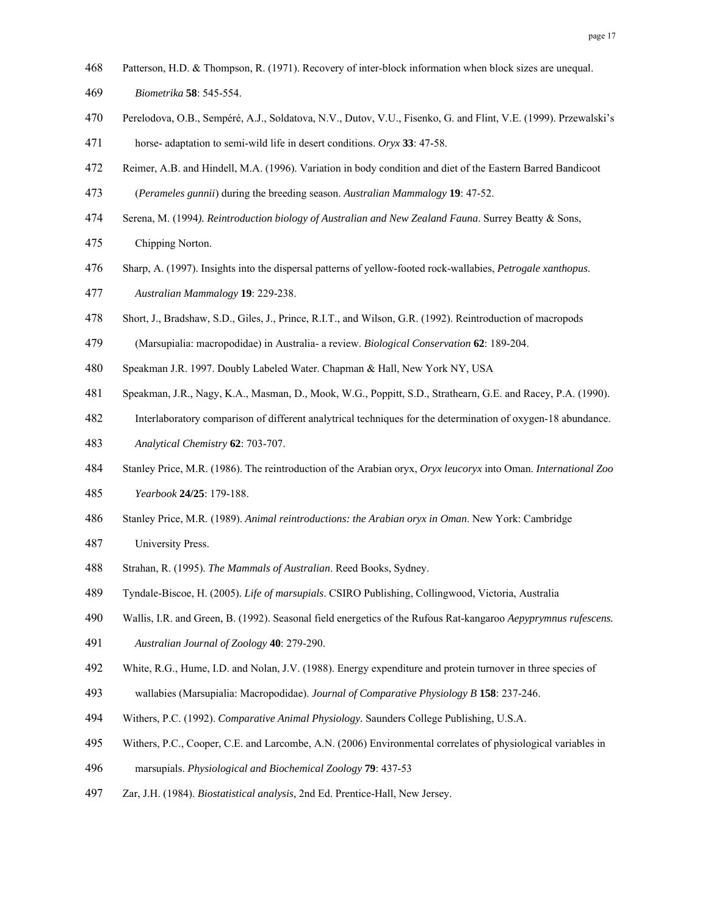Patterson, H.D. & Thompson, R. (1971). Recovery of inter-block information when block sizes are unequal. *Biometrika* **58**: 545-554.

Perelodova, O.B., Sempéré, A.J., Soldatova, N.V., Dutov, V.U., Fisenko, G. and Flint, V.E. (1999). Przewalski's horse- adaptation to semi-wild life in desert conditions. *Oryx* **33**: 47-58.

Reimer, A.B. and Hindell, M.A. (1996). Variation in body condition and diet of the Eastern Barred Bandicoot (*Perameles gunnii*) during the breeding season. *Australian Mammalogy* **19**: 47-52.

Serena, M. (1994*). Reintroduction biology of Australian and New Zealand Fauna*. Surrey Beatty & Sons, Chipping Norton.

Sharp, A. (1997). Insights into the dispersal patterns of yellow-footed rock-wallabies, *Petrogale xanthopus*. *Australian Mammalogy* **19**: 229-238.

Short, J., Bradshaw, S.D., Giles, J., Prince, R.I.T., and Wilson, G.R. (1992). Reintroduction of macropods (Marsupialia: macropodidae) in Australia- a review. *Biological Conservation* **62**: 189-204.

Speakman J.R. 1997. Doubly Labeled Water. Chapman & Hall, New York NY, USA

Speakman, J.R., Nagy, K.A., Masman, D., Mook, W.G., Poppitt, S.D., Strathearn, G.E. and Racey, P.A. (1990). Interlaboratory comparison of different analytrical techniques for the determination of oxygen-18 abundance. *Analytical Chemistry* **62**: 703-707.

Stanley Price, M.R. (1986). The reintroduction of the Arabian oryx, *Oryx leucoryx* into Oman. *International Zoo Yearbook* **24/25**: 179-188.

Stanley Price, M.R. (1989). *Animal reintroductions: the Arabian oryx in Oman*. New York: Cambridge University Press.

Strahan, R. (1995). *The Mammals of Australian*. Reed Books, Sydney.

Tyndale-Biscoe, H. (2005). *Life of marsupials*. CSIRO Publishing, Collingwood, Victoria, Australia

Wallis, I.R. and Green, B. (1992). Seasonal field energetics of the Rufous Rat-kangaroo *Aepyprymnus rufescens.* *Australian Journal of Zoology* **40**: 279-290.

White, R.G., Hume, I.D. and Nolan, J.V. (1988). Energy expenditure and protein turnover in three species of wallabies (Marsupialia: Macropodidae). *Journal of Comparative Physiology B* **158**: 237-246.

Withers, P.C. (1992). *Comparative Animal Physiology.* Saunders College Publishing, U.S.A.

Withers, P.C., Cooper, C.E. and Larcombe, A.N. (2006) Environmental correlates of physiological variables in marsupials. *Physiological and Biochemical Zoology* **79**: 437-53

Zar, J.H. (1984). *Biostatistical analysis,* 2nd Ed. Prentice-Hall, New Jersey.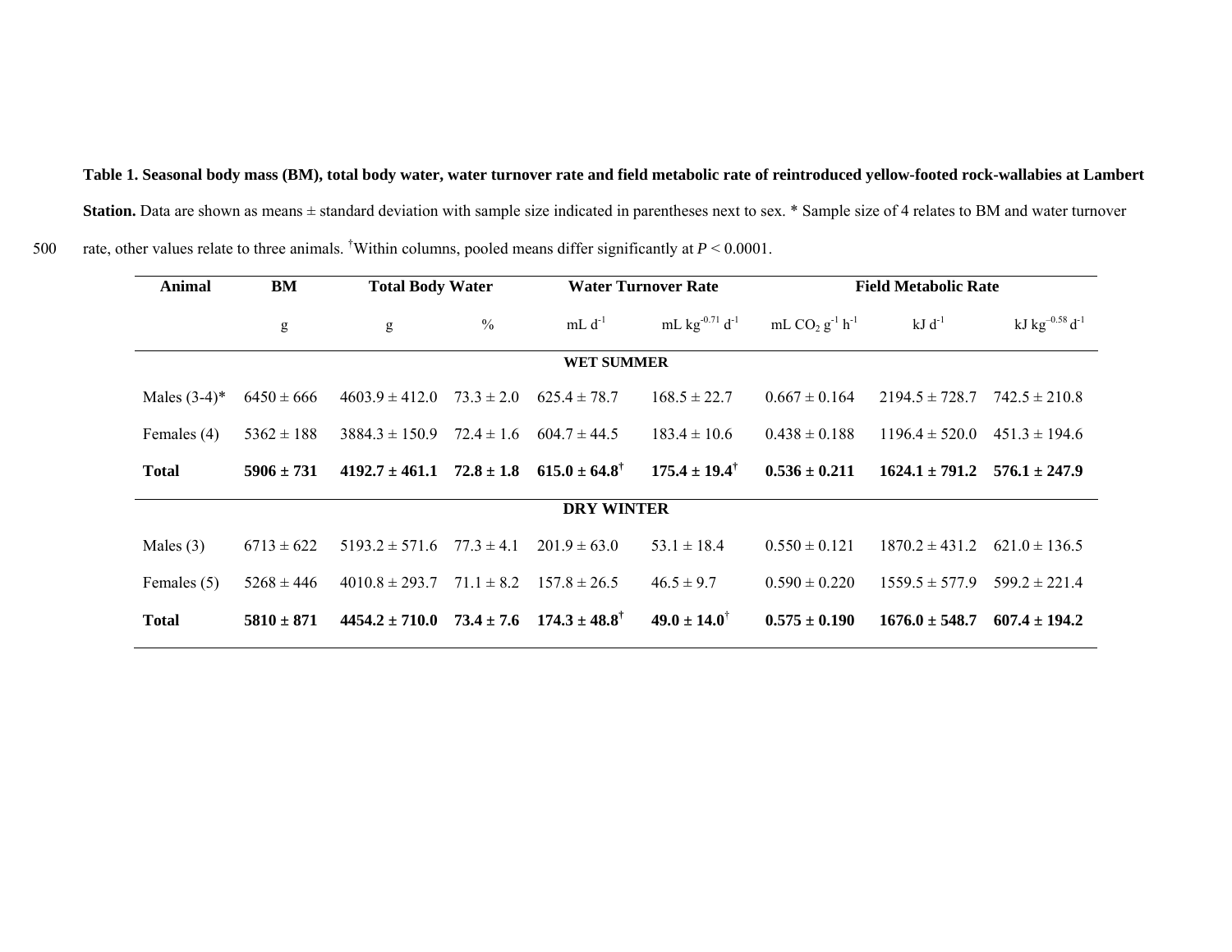**Table 1. Seasonal body mass (BM), total body water, water turnover rate and field metabolic rate of reintroduced yellow-footed rock-wallabies at Lambert Station.** Data are shown as means ± standard deviation with sample size indicated in parentheses next to sex. * Sample size of 4 relates to BM and water turnover rate, other values relate to three animals. †Within columns, pooled means differ significantly at $P < 0.0001$.

| Animal | BM | Total Body Water | | Water Turnover Rate | | Field Metabolic Rate | | |
|---|---|---|---|---|---|---|---|---|
| | g | g | % | mL $d^{-1}$ | mL $kg^{-0.71}$ $d^{-1}$ | mL $CO_2$ $g^{-1}$ $h^{-1}$ | kJ $d^{-1}$ | kJ $kg^{-0.58}$ $d^{-1}$ |
| **WET SUMMER** | | | | | | | | |
| Males (3-4)* | 6450 ± 666 | 4603.9 ± 412.0 | 73.3 ± 2.0 | 625.4 ± 78.7 | 168.5 ± 22.7 | 0.667 ± 0.164 | 2194.5 ± 728.7 | 742.5 ± 210.8 |
| Females (4) | 5362 ± 188 | 3884.3 ± 150.9 | 72.4 ± 1.6 | 604.7 ± 44.5 | 183.4 ± 10.6 | 0.438 ± 0.188 | 1196.4 ± 520.0 | 451.3 ± 194.6 |
| **Total** | **5906 ± 731** | **4192.7 ± 461.1** | **72.8 ± 1.8** | **615.0 ± 64.8†** | **175.4 ± 19.4†** | **0.536 ± 0.211** | **1624.1 ± 791.2** | **576.1 ± 247.9** |
| **DRY WINTER** | | | | | | | | |
| Males (3) | 6713 ± 622 | 5193.2 ± 571.6 | 77.3 ± 4.1 | 201.9 ± 63.0 | 53.1 ± 18.4 | 0.550 ± 0.121 | 1870.2 ± 431.2 | 621.0 ± 136.5 |
| Females (5) | 5268 ± 446 | 4010.8 ± 293.7 | 71.1 ± 8.2 | 157.8 ± 26.5 | 46.5 ± 9.7 | 0.590 ± 0.220 | 1559.5 ± 577.9 | 599.2 ± 221.4 |
| **Total** | **5810 ± 871** | **4454.2 ± 710.0** | **73.4 ± 7.6** | **174.3 ± 48.8†** | **49.0 ± 14.0†** | **0.575 ± 0.190** | **1676.0 ± 548.7** | **607.4 ± 194.2** |